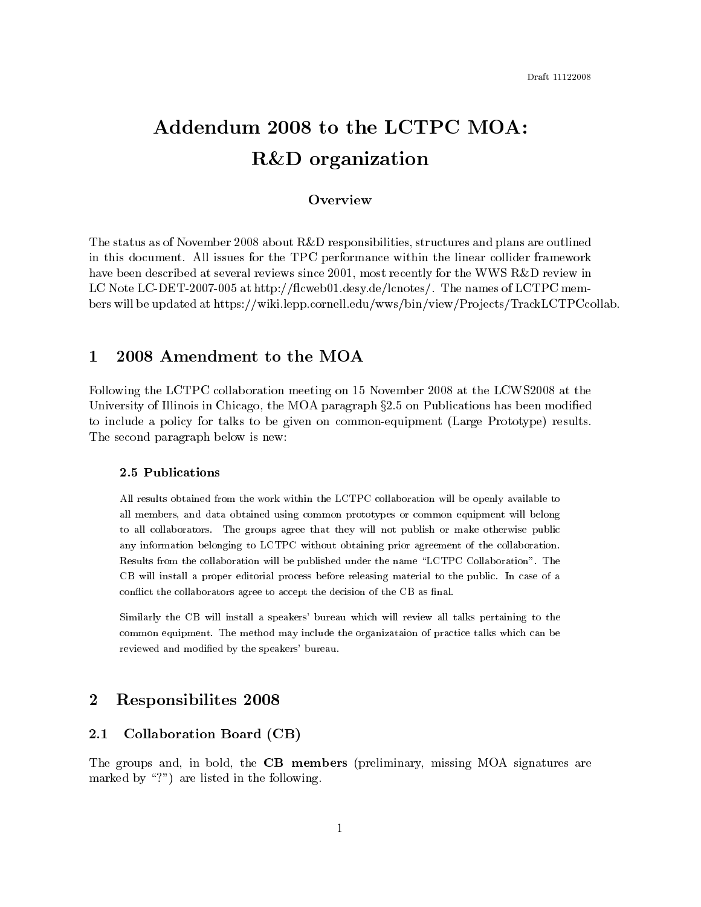Draft 11122008

# Addendum 2008 to the LCTPC MOA: R&D organization

### Overview

The status as of November 2008 about R&D responsibilities, structures and plans are outlined in this document. All issues for the TPC performance within the linear collider framework have been described at several reviews since 2001, most recently for the WWS R&D review in LC Note LC-DET-2007-005 at http://flcweb01.desy.de/lcnotes/. The names of LCTPC members will be updated at https://wiki.lepp.cornell.edu/wws/bin/view/Projects/TrackLCTPCcollab.

## 1 2008 Amendment to the MOA

Following the LCTPC collaboration meeting on 15 November 2008 at the LCWS2008 at the University of Illinois in Chicago, the MOA paragraph §2.5 on Publications has been modified to include a policy for talks to be given on common-equipment (Large Prototype) results. The second paragraph below is new:

> **2.5 Publications**
>
> All results obtained from the work within the LCTPC collaboration will be openly available to all members, and data obtained using common prototypes or common equipment will belong to all collaborators. The groups agree that they will not publish or make otherwise public any information belonging to LCTPC without obtaining prior agreement of the collaboration. Results from the collaboration will be published under the name "LCTPC Collaboration". The CB will install a proper editorial process before releasing material to the public. In case of a conflict the collaborators agree to accept the decision of the CB as final.
>
> Similarly the CB will install a speakers' bureau which will review all talks pertaining to the common equipment. The method may include the organizataion of practice talks which can be reviewed and modified by the speakers' bureau.

## 2 Responsibilites 2008

### 2.1 Collaboration Board (CB)

The groups and, in bold, the **CB members** (preliminary, missing MOA signatures are marked by "?") are listed in the following.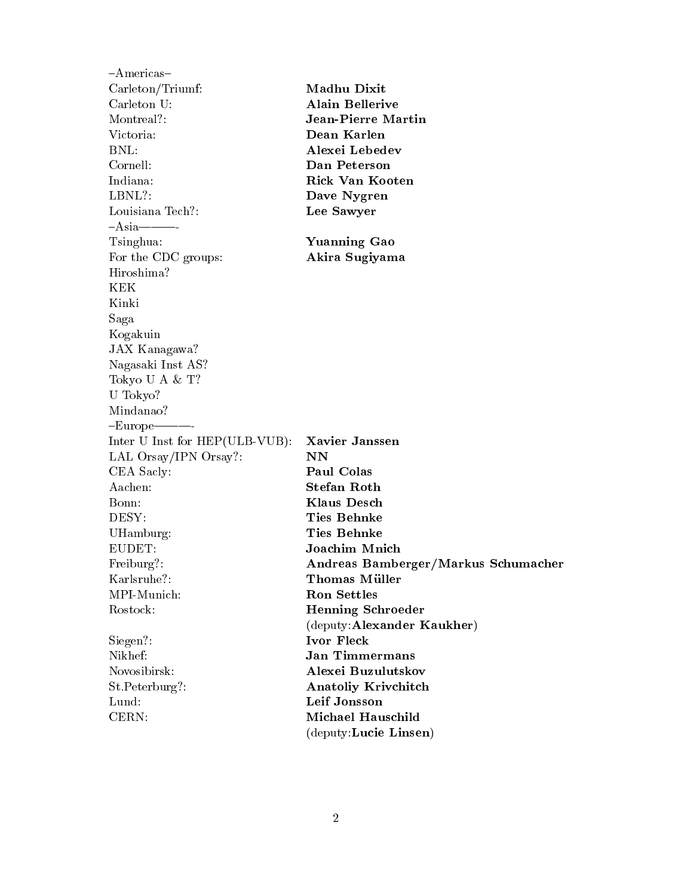–Americas–

| | |
|---|---|
| Carleton/Triumf: | **Madhu Dixit** |
| Carleton U: | **Alain Bellerive** |
| Montreal?: | **Jean-Pierre Martin** |
| Victoria: | **Dean Karlen** |
| BNL: | **Alexei Lebedev** |
| Cornell: | **Dan Peterson** |
| Indiana: | **Rick Van Kooten** |
| LBNL?: | **Dave Nygren** |
| Louisiana Tech?: | **Lee Sawyer** |

–Asia———-

| | |
|---|---|
| Tsinghua: | **Yuanning Gao** |
| For the CDC groups: | **Akira Sugiyama** |
| Hiroshima? | |
| KEK | |
| Kinki | |
| Saga | |
| Kogakuin | |
| JAX Kanagawa? | |
| Nagasaki Inst AS? | |
| Tokyo U A & T? | |
| U Tokyo? | |
| Mindanao? | |

–Europe———-

| | |
|---|---|
| Inter U Inst for HEP(ULB-VUB): | **Xavier Janssen** |
| LAL Orsay/IPN Orsay?: | **NN** |
| CEA Saclay: | **Paul Colas** |
| Aachen: | **Stefan Roth** |
| Bonn: | **Klaus Desch** |
| DESY: | **Ties Behnke** |
| UHamburg: | **Ties Behnke** |
| EUDET: | **Joachim Mnich** |
| Freiburg?: | **Andreas Bamberger/Markus Schumacher** |
| Karlsruhe?: | **Thomas Müller** |
| MPI-Munich: | **Ron Settles** |
| Rostock: | **Henning Schroeder** (deputy:**Alexander Kaukher**) |
| Siegen?: | **Ivor Fleck** |
| Nikhef: | **Jan Timmermans** |
| Novosibirsk: | **Alexei Buzulutskov** |
| St.Peterburg?: | **Anatoliy Krivchitch** |
| Lund: | **Leif Jonsson** |
| CERN: | **Michael Hauschild** (deputy:**Lucie Linsen**) |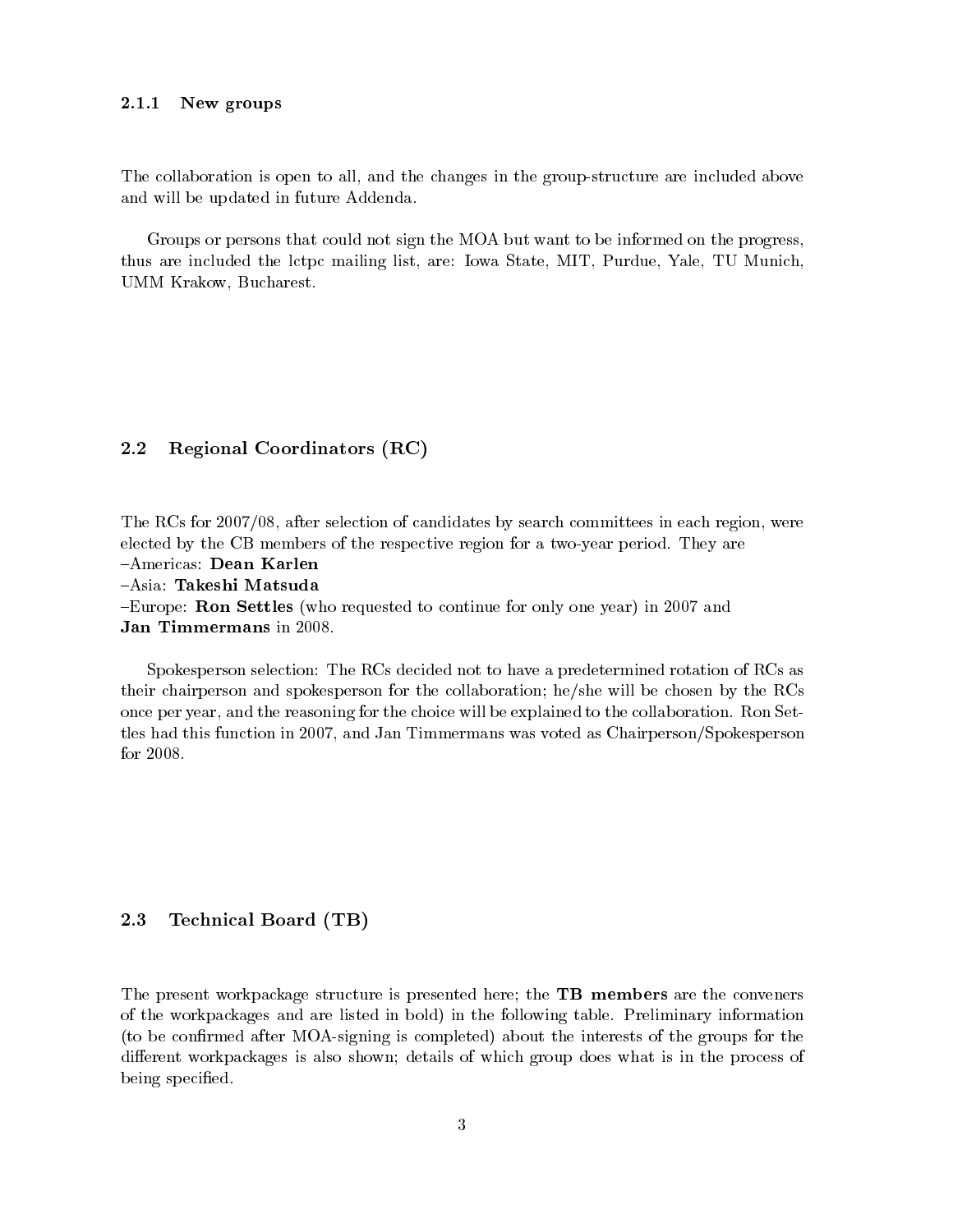### 2.1.1 New groups

The collaboration is open to all, and the changes in the group-structure are included above and will be updated in future Addenda.

Groups or persons that could not sign the MOA but want to be informed on the progress, thus are included the lctpc mailing list, are: Iowa State, MIT, Purdue, Yale, TU Munich, UMM Krakow, Bucharest.

## 2.2 Regional Coordinators (RC)

The RCs for 2007/08, after selection of candidates by search committees in each region, were elected by the CB members of the respective region for a two-year period. They are
–Americas: **Dean Karlen**
–Asia: **Takeshi Matsuda**
–Europe: **Ron Settles** (who requested to continue for only one year) in 2007 and **Jan Timmermans** in 2008.

Spokesperson selection: The RCs decided not to have a predetermined rotation of RCs as their chairperson and spokesperson for the collaboration; he/she will be chosen by the RCs once per year, and the reasoning for the choice will be explained to the collaboration. Ron Settles had this function in 2007, and Jan Timmermans was voted as Chairperson/Spokesperson for 2008.

## 2.3 Technical Board (TB)

The present workpackage structure is presented here; the **TB members** are the conveners of the workpackages and are listed in bold) in the following table. Preliminary information (to be confirmed after MOA-signing is completed) about the interests of the groups for the different workpackages is also shown; details of which group does what is in the process of being specified.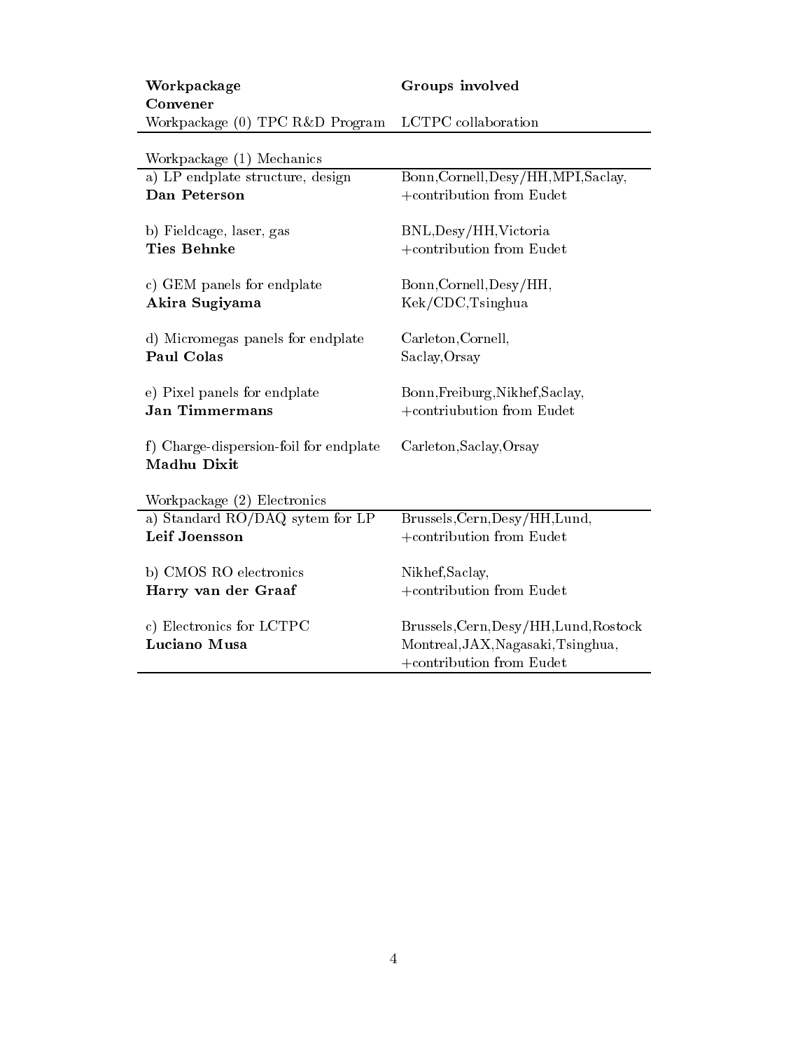| **Workpackage**<br>**Convener** | **Groups involved** |
|---|---|
| Workpackage (0) TPC R&D Program | LCTPC collaboration |
| Workpackage (1) Mechanics | |
| a) LP endplate structure, design<br>**Dan Peterson** | Bonn,Cornell,Desy/HH,MPI,Saclay,<br>+contribution from Eudet |
| b) Fieldcage, laser, gas<br>**Ties Behnke** | BNL,Desy/HH,Victoria<br>+contribution from Eudet |
| c) GEM panels for endplate<br>**Akira Sugiyama** | Bonn,Cornell,Desy/HH,<br>Kek/CDC,Tsinghua |
| d) Micromegas panels for endplate<br>**Paul Colas** | Carleton,Cornell,<br>Saclay,Orsay |
| e) Pixel panels for endplate<br>**Jan Timmermans** | Bonn,Freiburg,Nikhef,Saclay,<br>+contriubution from Eudet |
| f) Charge-dispersion-foil for endplate<br>**Madhu Dixit** | Carleton,Saclay,Orsay |
| Workpackage (2) Electronics | |
| a) Standard RO/DAQ sytem for LP<br>**Leif Joensson** | Brussels,Cern,Desy/HH,Lund,<br>+contribution from Eudet |
| b) CMOS RO electronics<br>**Harry van der Graaf** | Nikhef,Saclay,<br>+contribution from Eudet |
| c) Electronics for LCTPC<br>**Luciano Musa** | Brussels,Cern,Desy/HH,Lund,Rostock<br>Montreal,JAX,Nagasaki,Tsinghua,<br>+contribution from Eudet |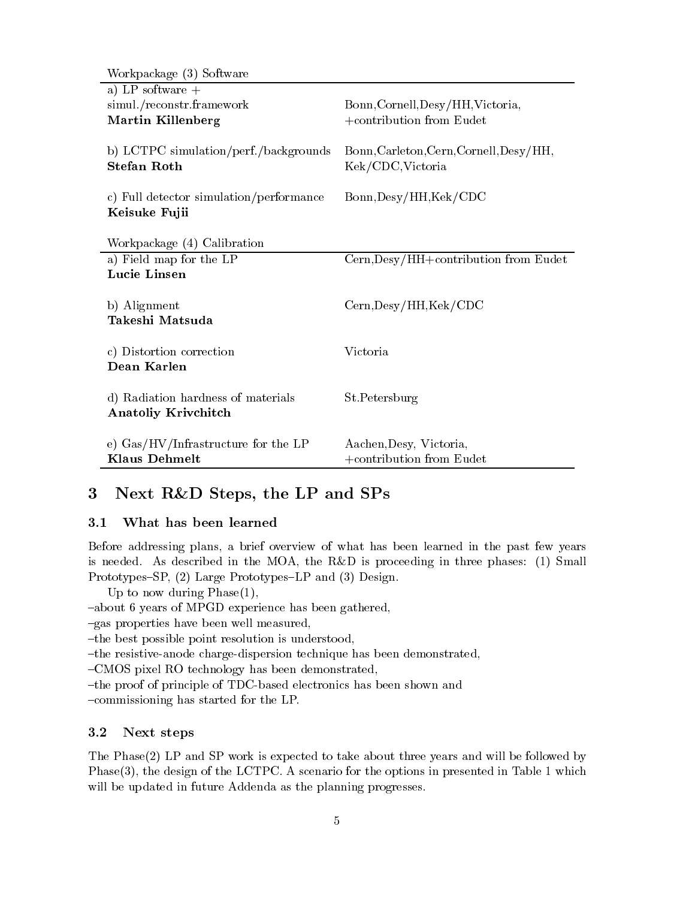| Workpackage (3) Software | |
|---|---|
| a) LP software + simul./reconstr.framework **Martin Killenberg** | Bonn,Cornell,Desy/HH,Victoria, +contribution from Eudet |
| b) LCTPC simulation/perf./backgrounds **Stefan Roth** | Bonn,Carleton,Cern,Cornell,Desy/HH, Kek/CDC,Victoria |
| c) Full detector simulation/performance **Keisuke Fujii** | Bonn,Desy/HH,Kek/CDC |

| Workpackage (4) Calibration | |
|---|---|
| a) Field map for the LP **Lucie Linsen** | Cern,Desy/HH+contribution from Eudet |
| b) Alignment **Takeshi Matsuda** | Cern,Desy/HH,Kek/CDC |
| c) Distortion correction **Dean Karlen** | Victoria |
| d) Radiation hardness of materials **Anatoliy Krivchitch** | St.Petersburg |
| e) Gas/HV/Infrastructure for the LP **Klaus Dehmelt** | Aachen,Desy, Victoria, +contribution from Eudet |

# 3 Next R&D Steps, the LP and SPs

## 3.1 What has been learned

Before addressing plans, a brief overview of what has been learned in the past few years is needed. As described in the MOA, the R&D is proceeding in three phases: (1) Small Prototypes–SP, (2) Large Prototypes–LP and (3) Design.

Up to now during Phase(1),

–about 6 years of MPGD experience has been gathered,
–gas properties have been well measured,
–the best possible point resolution is understood,
–the resistive-anode charge-dispersion technique has been demonstrated,
–CMOS pixel RO technology has been demonstrated,
–the proof of principle of TDC-based electronics has been shown and
–commissioning has started for the LP.

## 3.2 Next steps

The Phase(2) LP and SP work is expected to take about three years and will be followed by Phase(3), the design of the LCTPC. A scenario for the options in presented in Table 1 which will be updated in future Addenda as the planning progresses.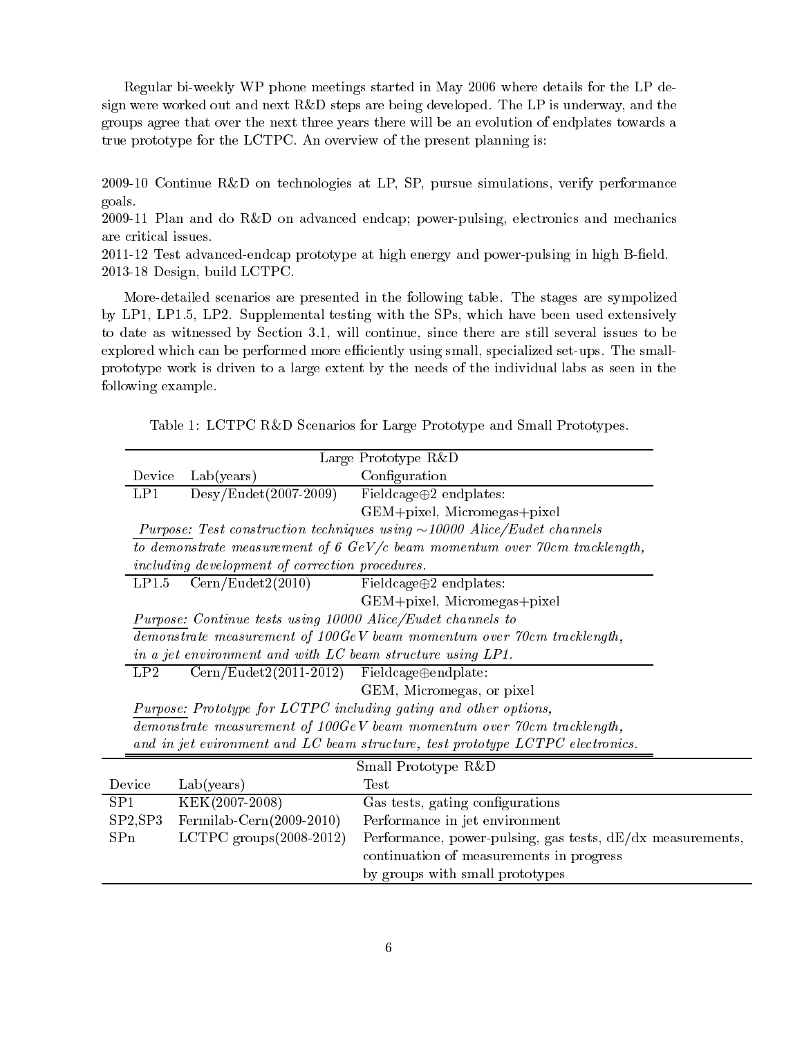Regular bi-weekly WP phone meetings started in May 2006 where details for the LP design were worked out and next R&D steps are being developed. The LP is underway, and the groups agree that over the next three years there will be an evolution of endplates towards a true prototype for the LCTPC. An overview of the present planning is:

2009-10 Continue R&D on technologies at LP, SP, pursue simulations, verify performance goals.
2009-11 Plan and do R&D on advanced endcap; power-pulsing, electronics and mechanics are critical issues.
2011-12 Test advanced-endcap prototype at high energy and power-pulsing in high B-field.
2013-18 Design, build LCTPC.

More-detailed scenarios are presented in the following table. The stages are sympolized by LP1, LP1.5, LP2. Supplemental testing with the SPs, which have been used extensively to date as witnessed by Section 3.1, will continue, since there are still several issues to be explored which can be performed more efficiently using small, specialized set-ups. The small-prototype work is driven to a large extent by the needs of the individual labs as seen in the following example.

Table 1: LCTPC R&D Scenarios for Large Prototype and Small Prototypes.

| Large Prototype R&D | | |
|---|---|---|
| Device | Lab(years) | Configuration |
| LP1 | Desy/Eudet(2007-2009) | Fieldcage⊕2 endplates: GEM+pixel, Micromegas+pixel |
| *Purpose: Test construction techniques using ∼10000 Alice/Eudet channels to demonstrate measurement of 6 GeV/c beam momentum over 70cm tracklength, including development of correction procedures.* | | |
| LP1.5 | Cern/Eudet2(2010) | Fieldcage⊕2 endplates: GEM+pixel, Micromegas+pixel |
| *Purpose: Continue tests using 10000 Alice/Eudet channels to demonstrate measurement of 100GeV beam momentum over 70cm tracklength, in a jet environment and with LC beam structure using LP1.* | | |
| LP2 | Cern/Eudet2(2011-2012) | Fieldcage⊕endplate: GEM, Micromegas, or pixel |
| *Purpose: Prototype for LCTPC including gating and other options, demonstrate measurement of 100GeV beam momentum over 70cm tracklength, and in jet evironment and LC beam structure, test prototype LCTPC electronics.* | | |

| Small Prototype R&D | | |
|---|---|---|
| Device | Lab(years) | Test |
| SP1 | KEK(2007-2008) | Gas tests, gating configurations |
| SP2,SP3 | Fermilab-Cern(2009-2010) | Performance in jet environment |
| SPn | LCTPC groups(2008-2012) | Performance, power-pulsing, gas tests, dE/dx measurements, continuation of measurements in progress by groups with small prototypes |